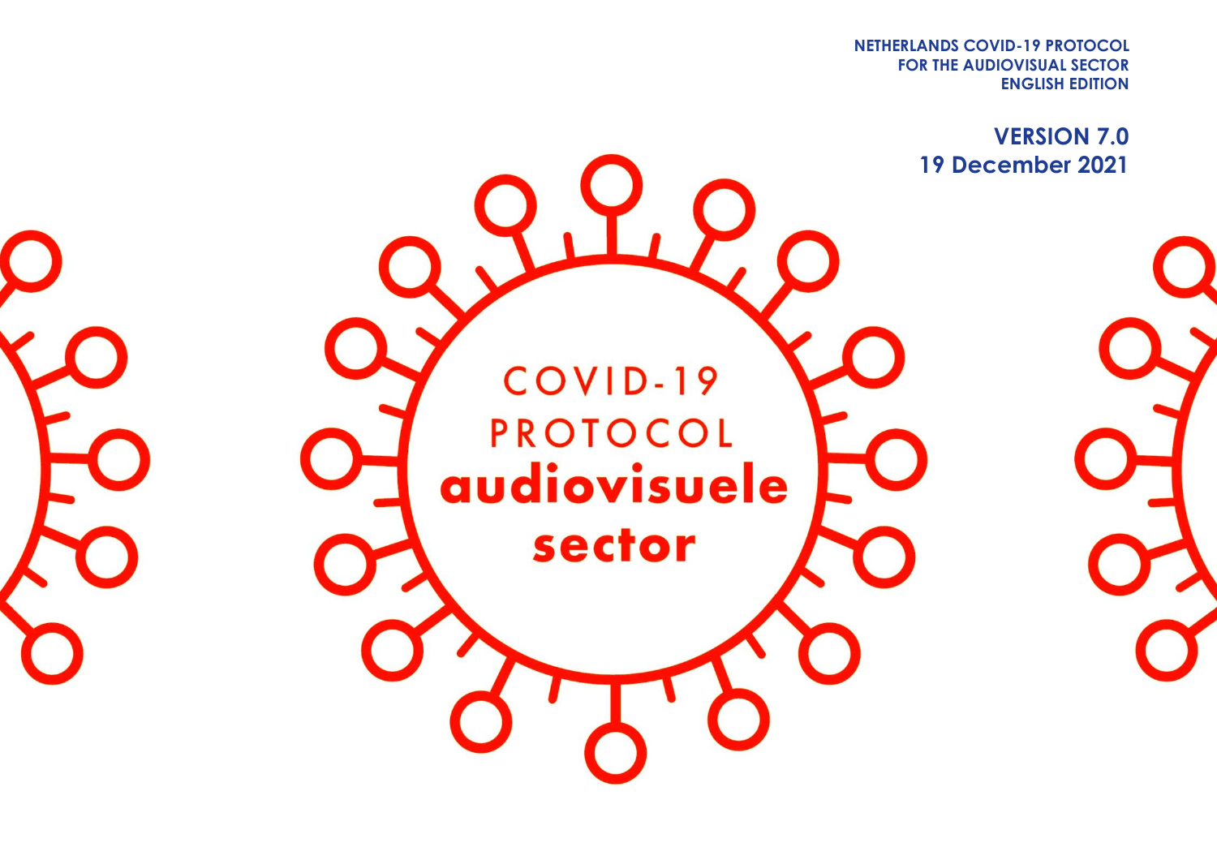**NETHERLANDS COVID-19 PROTOCOL**
**FOR THE AUDIOVISUAL SECTOR**
**ENGLISH EDITION**

**VERSION 7.0**
**19 December 2021**

# COVID-19 PROTOCOL audiovisuele sector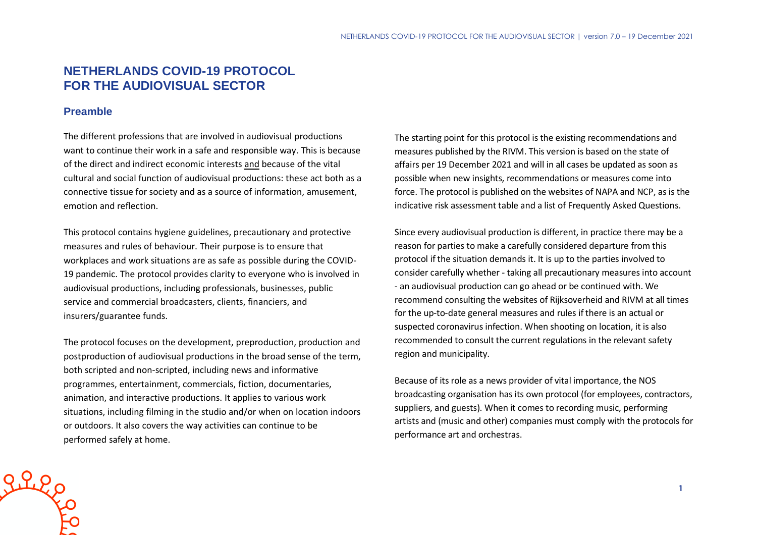# NETHERLANDS COVID-19 PROTOCOL FOR THE AUDIOVISUAL SECTOR

## Preamble

The different professions that are involved in audiovisual productions want to continue their work in a safe and responsible way. This is because of the direct and indirect economic interests and because of the vital cultural and social function of audiovisual productions: these act both as a connective tissue for society and as a source of information, amusement, emotion and reflection.

This protocol contains hygiene guidelines, precautionary and protective measures and rules of behaviour. Their purpose is to ensure that workplaces and work situations are as safe as possible during the COVID-19 pandemic. The protocol provides clarity to everyone who is involved in audiovisual productions, including professionals, businesses, public service and commercial broadcasters, clients, financiers, and insurers/guarantee funds.

The protocol focuses on the development, preproduction, production and postproduction of audiovisual productions in the broad sense of the term, both scripted and non-scripted, including news and informative programmes, entertainment, commercials, fiction, documentaries, animation, and interactive productions. It applies to various work situations, including filming in the studio and/or when on location indoors or outdoors. It also covers the way activities can continue to be performed safely at home.

The starting point for this protocol is the existing recommendations and measures published by the RIVM. This version is based on the state of affairs per 19 December 2021 and will in all cases be updated as soon as possible when new insights, recommendations or measures come into force. The protocol is published on the websites of NAPA and NCP, as is the indicative risk assessment table and a list of Frequently Asked Questions.

Since every audiovisual production is different, in practice there may be a reason for parties to make a carefully considered departure from this protocol if the situation demands it. It is up to the parties involved to consider carefully whether - taking all precautionary measures into account - an audiovisual production can go ahead or be continued with. We recommend consulting the websites of Rijksoverheid and RIVM at all times for the up-to-date general measures and rules if there is an actual or suspected coronavirus infection. When shooting on location, it is also recommended to consult the current regulations in the relevant safety region and municipality.

Because of its role as a news provider of vital importance, the NOS broadcasting organisation has its own protocol (for employees, contractors, suppliers, and guests). When it comes to recording music, performing artists and (music and other) companies must comply with the protocols for performance art and orchestras.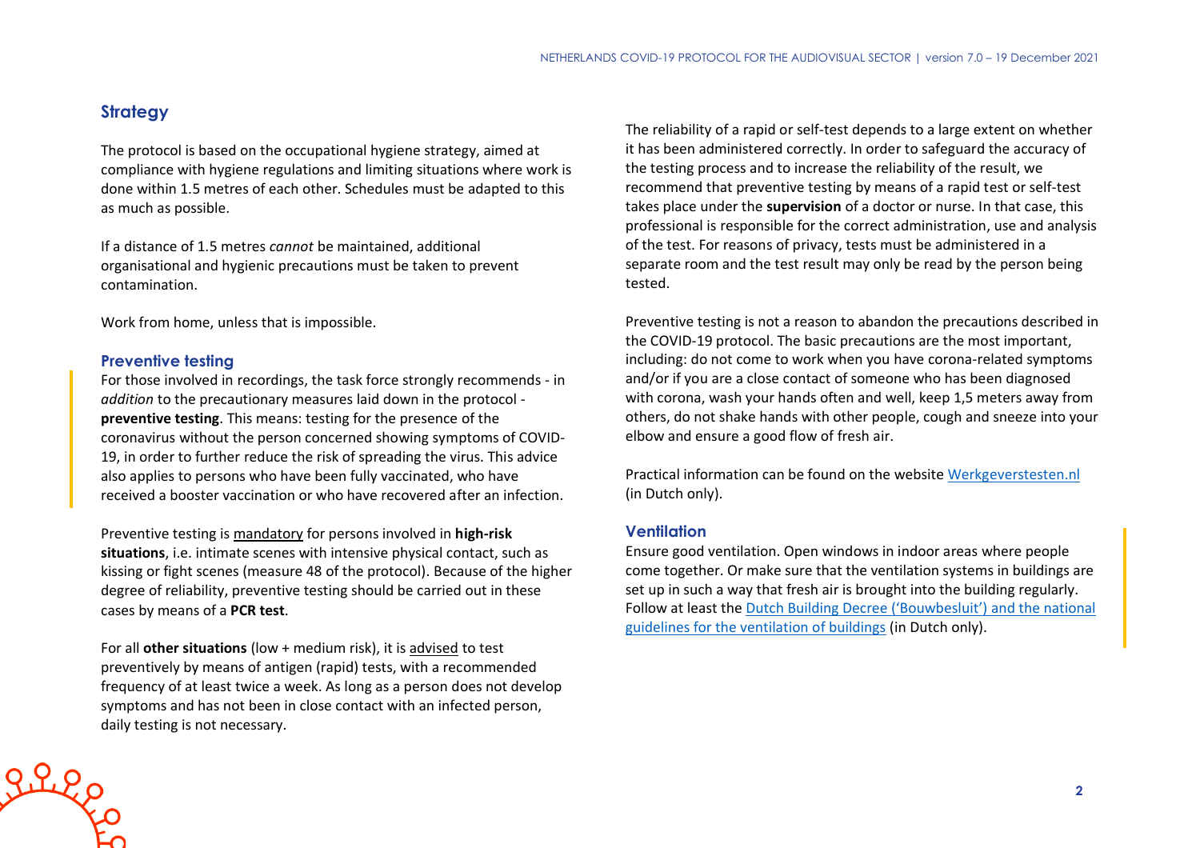## Strategy

The protocol is based on the occupational hygiene strategy, aimed at compliance with hygiene regulations and limiting situations where work is done within 1.5 metres of each other. Schedules must be adapted to this as much as possible.

If a distance of 1.5 metres *cannot* be maintained, additional organisational and hygienic precautions must be taken to prevent contamination.

Work from home, unless that is impossible.

### Preventive testing

For those involved in recordings, the task force strongly recommends - in *addition* to the precautionary measures laid down in the protocol - **preventive testing**. This means: testing for the presence of the coronavirus without the person concerned showing symptoms of COVID-19, in order to further reduce the risk of spreading the virus. This advice also applies to persons who have been fully vaccinated, who have received a booster vaccination or who have recovered after an infection.

Preventive testing is mandatory for persons involved in **high-risk situations**, i.e. intimate scenes with intensive physical contact, such as kissing or fight scenes (measure 48 of the protocol). Because of the higher degree of reliability, preventive testing should be carried out in these cases by means of a **PCR test**.

For all **other situations** (low + medium risk), it is advised to test preventively by means of antigen (rapid) tests, with a recommended frequency of at least twice a week. As long as a person does not develop symptoms and has not been in close contact with an infected person, daily testing is not necessary.

The reliability of a rapid or self-test depends to a large extent on whether it has been administered correctly. In order to safeguard the accuracy of the testing process and to increase the reliability of the result, we recommend that preventive testing by means of a rapid test or self-test takes place under the **supervision** of a doctor or nurse. In that case, this professional is responsible for the correct administration, use and analysis of the test. For reasons of privacy, tests must be administered in a separate room and the test result may only be read by the person being tested.

Preventive testing is not a reason to abandon the precautions described in the COVID-19 protocol. The basic precautions are the most important, including: do not come to work when you have corona-related symptoms and/or if you are a close contact of someone who has been diagnosed with corona, wash your hands often and well, keep 1,5 meters away from others, do not shake hands with other people, cough and sneeze into your elbow and ensure a good flow of fresh air.

Practical information can be found on the website [Werkgeverstesten.nl](Werkgeverstesten.nl) (in Dutch only).

### Ventilation

Ensure good ventilation. Open windows in indoor areas where people come together. Or make sure that the ventilation systems in buildings are set up in such a way that fresh air is brought into the building regularly. Follow at least the Dutch Building Decree ('Bouwbesluit') and the national guidelines for the ventilation of buildings (in Dutch only).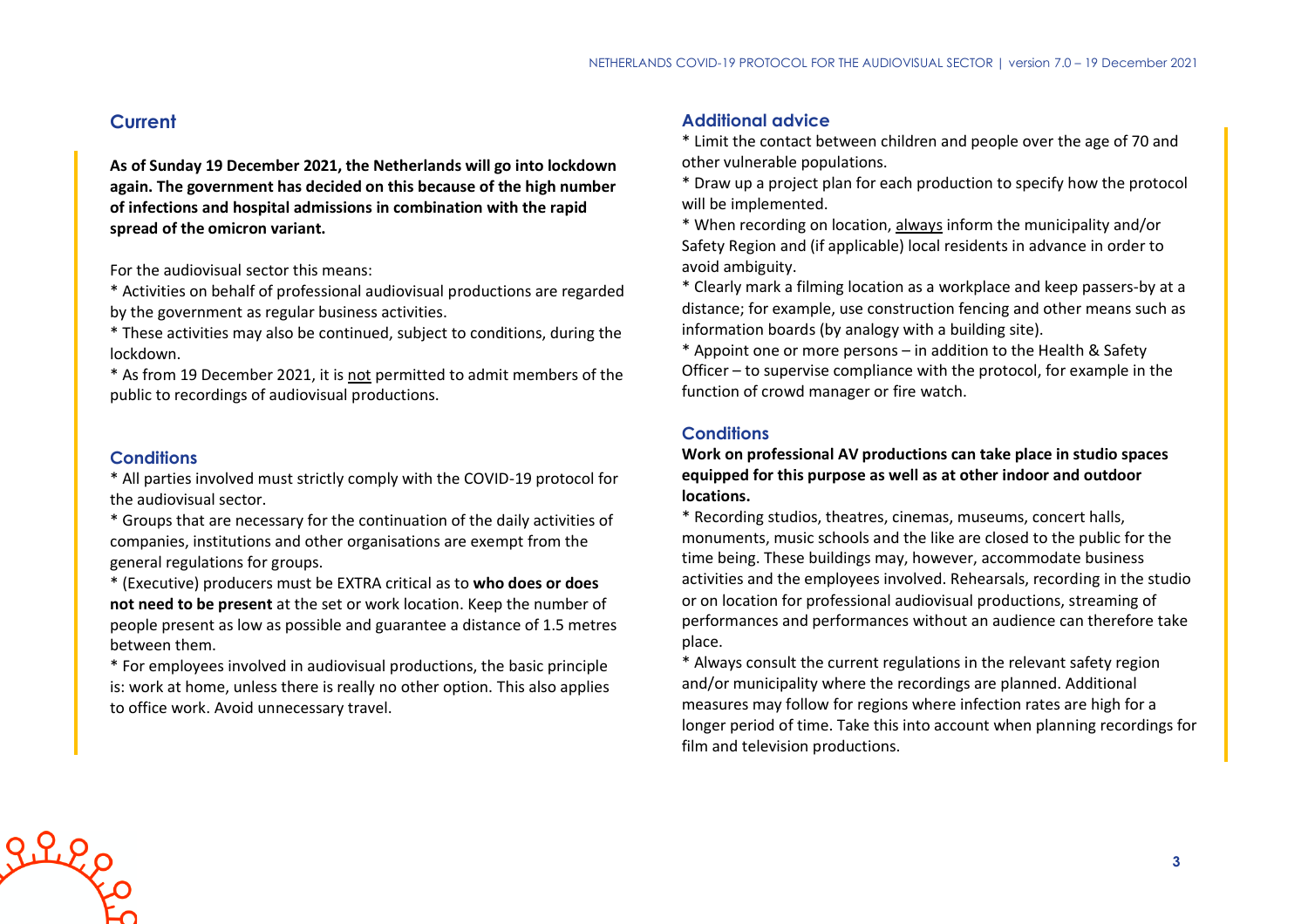## Current

**As of Sunday 19 December 2021, the Netherlands will go into lockdown again. The government has decided on this because of the high number of infections and hospital admissions in combination with the rapid spread of the omicron variant.**

For the audiovisual sector this means:
* Activities on behalf of professional audiovisual productions are regarded by the government as regular business activities.
* These activities may also be continued, subject to conditions, during the lockdown.
* As from 19 December 2021, it is not permitted to admit members of the public to recordings of audiovisual productions.

### Conditions

* All parties involved must strictly comply with the COVID-19 protocol for the audiovisual sector.
* Groups that are necessary for the continuation of the daily activities of companies, institutions and other organisations are exempt from the general regulations for groups.
* (Executive) producers must be EXTRA critical as to **who does or does not need to be present** at the set or work location. Keep the number of people present as low as possible and guarantee a distance of 1.5 metres between them.
* For employees involved in audiovisual productions, the basic principle is: work at home, unless there is really no other option. This also applies to office work. Avoid unnecessary travel.

### Additional advice

* Limit the contact between children and people over the age of 70 and other vulnerable populations.
* Draw up a project plan for each production to specify how the protocol will be implemented.
* When recording on location, always inform the municipality and/or Safety Region and (if applicable) local residents in advance in order to avoid ambiguity.
* Clearly mark a filming location as a workplace and keep passers-by at a distance; for example, use construction fencing and other means such as information boards (by analogy with a building site).
* Appoint one or more persons – in addition to the Health & Safety Officer – to supervise compliance with the protocol, for example in the function of crowd manager or fire watch.

### Conditions

**Work on professional AV productions can take place in studio spaces equipped for this purpose as well as at other indoor and outdoor locations.**

* Recording studios, theatres, cinemas, museums, concert halls, monuments, music schools and the like are closed to the public for the time being. These buildings may, however, accommodate business activities and the employees involved. Rehearsals, recording in the studio or on location for professional audiovisual productions, streaming of performances and performances without an audience can therefore take place.
* Always consult the current regulations in the relevant safety region and/or municipality where the recordings are planned. Additional measures may follow for regions where infection rates are high for a longer period of time. Take this into account when planning recordings for film and television productions.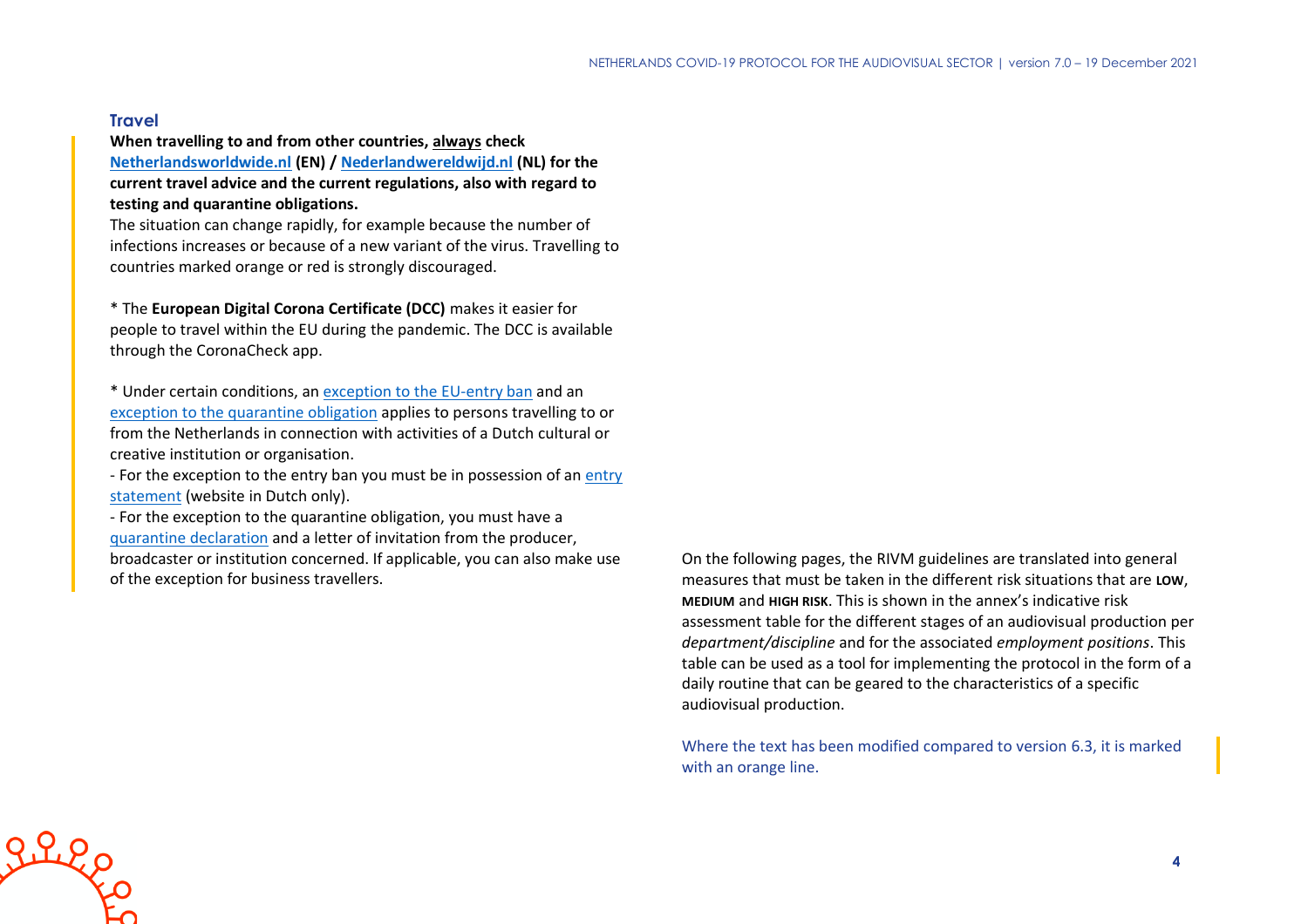## Travel

**When travelling to and from other countries, <u>always</u> check [Netherlandsworldwide.nl](Netherlandsworldwide.nl) (EN) / [Nederlandwereldwijd.nl](Nederlandwereldwijd.nl) (NL) for the current travel advice and the current regulations, also with regard to testing and quarantine obligations.**

The situation can change rapidly, for example because the number of infections increases or because of a new variant of the virus. Travelling to countries marked orange or red is strongly discouraged.

* The **European Digital Corona Certificate (DCC)** makes it easier for people to travel within the EU during the pandemic. The DCC is available through the CoronaCheck app.

* Under certain conditions, an exception to the EU-entry ban and an exception to the quarantine obligation applies to persons travelling to or from the Netherlands in connection with activities of a Dutch cultural or creative institution or organisation.

- For the exception to the entry ban you must be in possession of an entry statement (website in Dutch only).
- For the exception to the quarantine obligation, you must have a quarantine declaration and a letter of invitation from the producer, broadcaster or institution concerned. If applicable, you can also make use of the exception for business travellers.

On the following pages, the RIVM guidelines are translated into general measures that must be taken in the different risk situations that are **LOW**, **MEDIUM** and **HIGH RISK**. This is shown in the annex's indicative risk assessment table for the different stages of an audiovisual production per *department/discipline* and for the associated *employment positions*. This table can be used as a tool for implementing the protocol in the form of a daily routine that can be geared to the characteristics of a specific audiovisual production.

Where the text has been modified compared to version 6.3, it is marked with an orange line.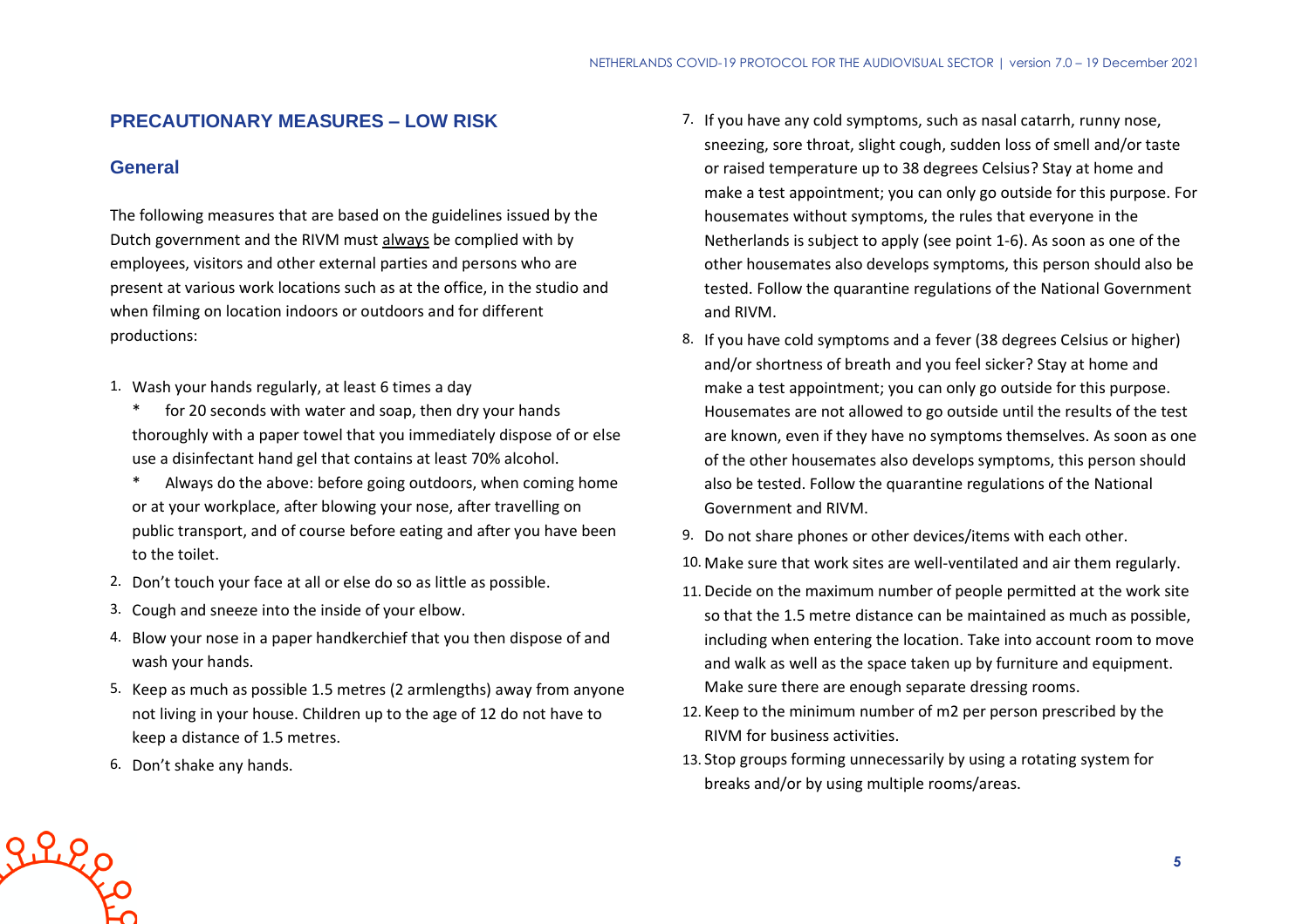## PRECAUTIONARY MEASURES – LOW RISK

### General

The following measures that are based on the guidelines issued by the Dutch government and the RIVM must always be complied with by employees, visitors and other external parties and persons who are present at various work locations such as at the office, in the studio and when filming on location indoors or outdoors and for different productions:

1. Wash your hands regularly, at least 6 times a day
   * for 20 seconds with water and soap, then dry your hands thoroughly with a paper towel that you immediately dispose of or else use a disinfectant hand gel that contains at least 70% alcohol.
   * Always do the above: before going outdoors, when coming home or at your workplace, after blowing your nose, after travelling on public transport, and of course before eating and after you have been to the toilet.
2. Don't touch your face at all or else do so as little as possible.
3. Cough and sneeze into the inside of your elbow.
4. Blow your nose in a paper handkerchief that you then dispose of and wash your hands.
5. Keep as much as possible 1.5 metres (2 armlengths) away from anyone not living in your house. Children up to the age of 12 do not have to keep a distance of 1.5 metres.
6. Don't shake any hands.
7. If you have any cold symptoms, such as nasal catarrh, runny nose, sneezing, sore throat, slight cough, sudden loss of smell and/or taste or raised temperature up to 38 degrees Celsius? Stay at home and make a test appointment; you can only go outside for this purpose. For housemates without symptoms, the rules that everyone in the Netherlands is subject to apply (see point 1-6). As soon as one of the other housemates also develops symptoms, this person should also be tested. Follow the quarantine regulations of the National Government and RIVM.
8. If you have cold symptoms and a fever (38 degrees Celsius or higher) and/or shortness of breath and you feel sicker? Stay at home and make a test appointment; you can only go outside for this purpose. Housemates are not allowed to go outside until the results of the test are known, even if they have no symptoms themselves. As soon as one of the other housemates also develops symptoms, this person should also be tested. Follow the quarantine regulations of the National Government and RIVM.
9. Do not share phones or other devices/items with each other.
10. Make sure that work sites are well-ventilated and air them regularly.
11. Decide on the maximum number of people permitted at the work site so that the 1.5 metre distance can be maintained as much as possible, including when entering the location. Take into account room to move and walk as well as the space taken up by furniture and equipment. Make sure there are enough separate dressing rooms.
12. Keep to the minimum number of m2 per person prescribed by the RIVM for business activities.
13. Stop groups forming unnecessarily by using a rotating system for breaks and/or by using multiple rooms/areas.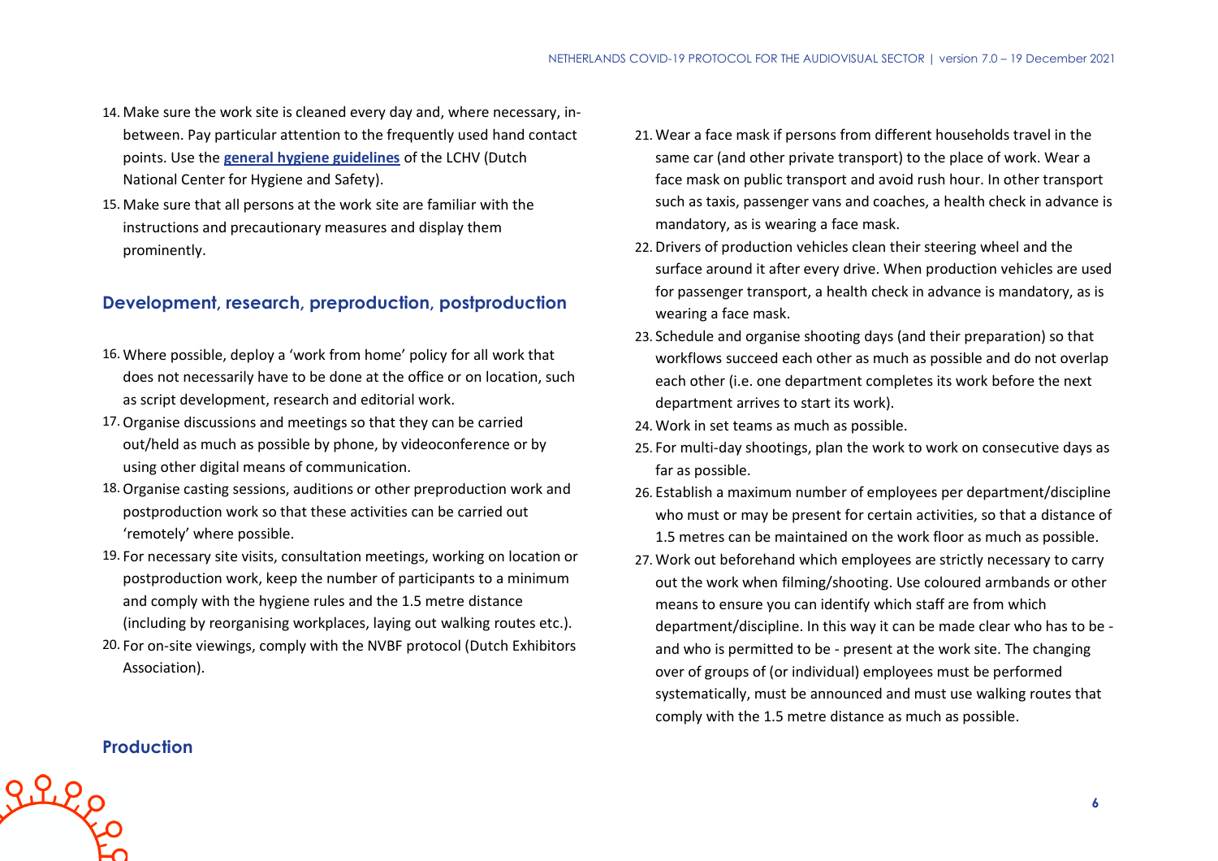14. Make sure the work site is cleaned every day and, where necessary, in-between. Pay particular attention to the frequently used hand contact points. Use the **general hygiene guidelines** of the LCHV (Dutch National Center for Hygiene and Safety).
15. Make sure that all persons at the work site are familiar with the instructions and precautionary measures and display them prominently.

## Development, research, preproduction, postproduction

16. Where possible, deploy a 'work from home' policy for all work that does not necessarily have to be done at the office or on location, such as script development, research and editorial work.
17. Organise discussions and meetings so that they can be carried out/held as much as possible by phone, by videoconference or by using other digital means of communication.
18. Organise casting sessions, auditions or other preproduction work and postproduction work so that these activities can be carried out 'remotely' where possible.
19. For necessary site visits, consultation meetings, working on location or postproduction work, keep the number of participants to a minimum and comply with the hygiene rules and the 1.5 metre distance (including by reorganising workplaces, laying out walking routes etc.).
20. For on-site viewings, comply with the NVBF protocol (Dutch Exhibitors Association).

## Production

21. Wear a face mask if persons from different households travel in the same car (and other private transport) to the place of work. Wear a face mask on public transport and avoid rush hour. In other transport such as taxis, passenger vans and coaches, a health check in advance is mandatory, as is wearing a face mask.
22. Drivers of production vehicles clean their steering wheel and the surface around it after every drive. When production vehicles are used for passenger transport, a health check in advance is mandatory, as is wearing a face mask.
23. Schedule and organise shooting days (and their preparation) so that workflows succeed each other as much as possible and do not overlap each other (i.e. one department completes its work before the next department arrives to start its work).
24. Work in set teams as much as possible.
25. For multi-day shootings, plan the work to work on consecutive days as far as possible.
26. Establish a maximum number of employees per department/discipline who must or may be present for certain activities, so that a distance of 1.5 metres can be maintained on the work floor as much as possible.
27. Work out beforehand which employees are strictly necessary to carry out the work when filming/shooting. Use coloured armbands or other means to ensure you can identify which staff are from which department/discipline. In this way it can be made clear who has to be - and who is permitted to be - present at the work site. The changing over of groups of (or individual) employees must be performed systematically, must be announced and must use walking routes that comply with the 1.5 metre distance as much as possible.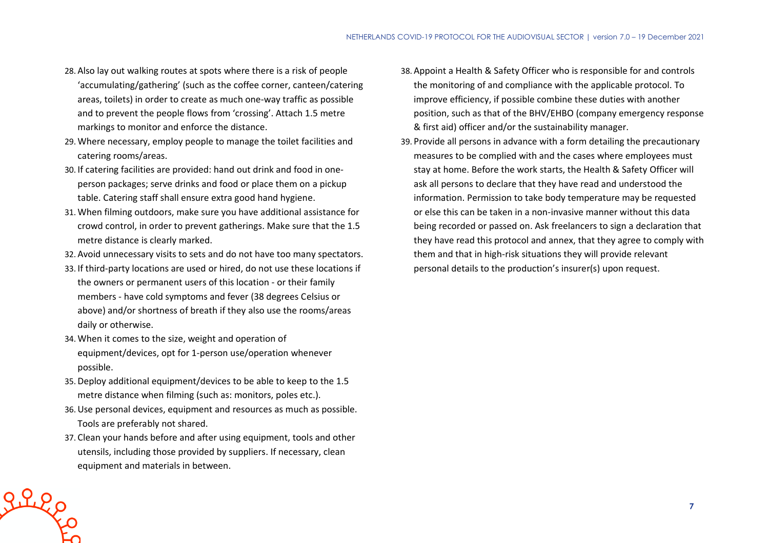28. Also lay out walking routes at spots where there is a risk of people 'accumulating/gathering' (such as the coffee corner, canteen/catering areas, toilets) in order to create as much one-way traffic as possible and to prevent the people flows from 'crossing'. Attach 1.5 metre markings to monitor and enforce the distance.
29. Where necessary, employ people to manage the toilet facilities and catering rooms/areas.
30. If catering facilities are provided: hand out drink and food in one-person packages; serve drinks and food or place them on a pickup table. Catering staff shall ensure extra good hand hygiene.
31. When filming outdoors, make sure you have additional assistance for crowd control, in order to prevent gatherings. Make sure that the 1.5 metre distance is clearly marked.
32. Avoid unnecessary visits to sets and do not have too many spectators.
33. If third-party locations are used or hired, do not use these locations if the owners or permanent users of this location - or their family members - have cold symptoms and fever (38 degrees Celsius or above) and/or shortness of breath if they also use the rooms/areas daily or otherwise.
34. When it comes to the size, weight and operation of equipment/devices, opt for 1-person use/operation whenever possible.
35. Deploy additional equipment/devices to be able to keep to the 1.5 metre distance when filming (such as: monitors, poles etc.).
36. Use personal devices, equipment and resources as much as possible. Tools are preferably not shared.
37. Clean your hands before and after using equipment, tools and other utensils, including those provided by suppliers. If necessary, clean equipment and materials in between.
38. Appoint a Health & Safety Officer who is responsible for and controls the monitoring of and compliance with the applicable protocol. To improve efficiency, if possible combine these duties with another position, such as that of the BHV/EHBO (company emergency response & first aid) officer and/or the sustainability manager.
39. Provide all persons in advance with a form detailing the precautionary measures to be complied with and the cases where employees must stay at home. Before the work starts, the Health & Safety Officer will ask all persons to declare that they have read and understood the information. Permission to take body temperature may be requested or else this can be taken in a non-invasive manner without this data being recorded or passed on. Ask freelancers to sign a declaration that they have read this protocol and annex, that they agree to comply with them and that in high-risk situations they will provide relevant personal details to the production's insurer(s) upon request.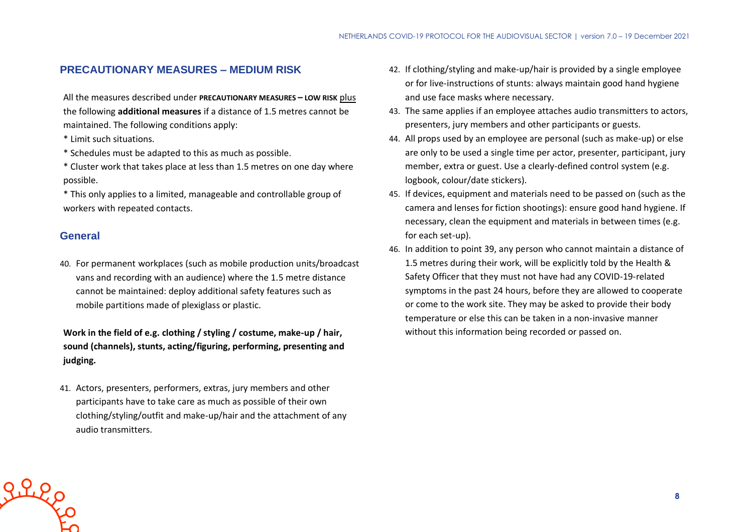## PRECAUTIONARY MEASURES – MEDIUM RISK

All the measures described under **PRECAUTIONARY MEASURES – LOW RISK** plus the following **additional measures** if a distance of 1.5 metres cannot be maintained. The following conditions apply:

* Limit such situations.
* Schedules must be adapted to this as much as possible.
* Cluster work that takes place at less than 1.5 metres on one day where possible.
* This only applies to a limited, manageable and controllable group of workers with repeated contacts.

### General

40. For permanent workplaces (such as mobile production units/broadcast vans and recording with an audience) where the 1.5 metre distance cannot be maintained: deploy additional safety features such as mobile partitions made of plexiglass or plastic.

**Work in the field of e.g. clothing / styling / costume, make-up / hair, sound (channels), stunts, acting/figuring, performing, presenting and judging.**

41. Actors, presenters, performers, extras, jury members and other participants have to take care as much as possible of their own clothing/styling/outfit and make-up/hair and the attachment of any audio transmitters.
42. If clothing/styling and make-up/hair is provided by a single employee or for live-instructions of stunts: always maintain good hand hygiene and use face masks where necessary.
43. The same applies if an employee attaches audio transmitters to actors, presenters, jury members and other participants or guests.
44. All props used by an employee are personal (such as make-up) or else are only to be used a single time per actor, presenter, participant, jury member, extra or guest. Use a clearly-defined control system (e.g. logbook, colour/date stickers).
45. If devices, equipment and materials need to be passed on (such as the camera and lenses for fiction shootings): ensure good hand hygiene. If necessary, clean the equipment and materials in between times (e.g. for each set-up).
46. In addition to point 39, any person who cannot maintain a distance of 1.5 metres during their work, will be explicitly told by the Health & Safety Officer that they must not have had any COVID-19-related symptoms in the past 24 hours, before they are allowed to cooperate or come to the work site. They may be asked to provide their body temperature or else this can be taken in a non-invasive manner without this information being recorded or passed on.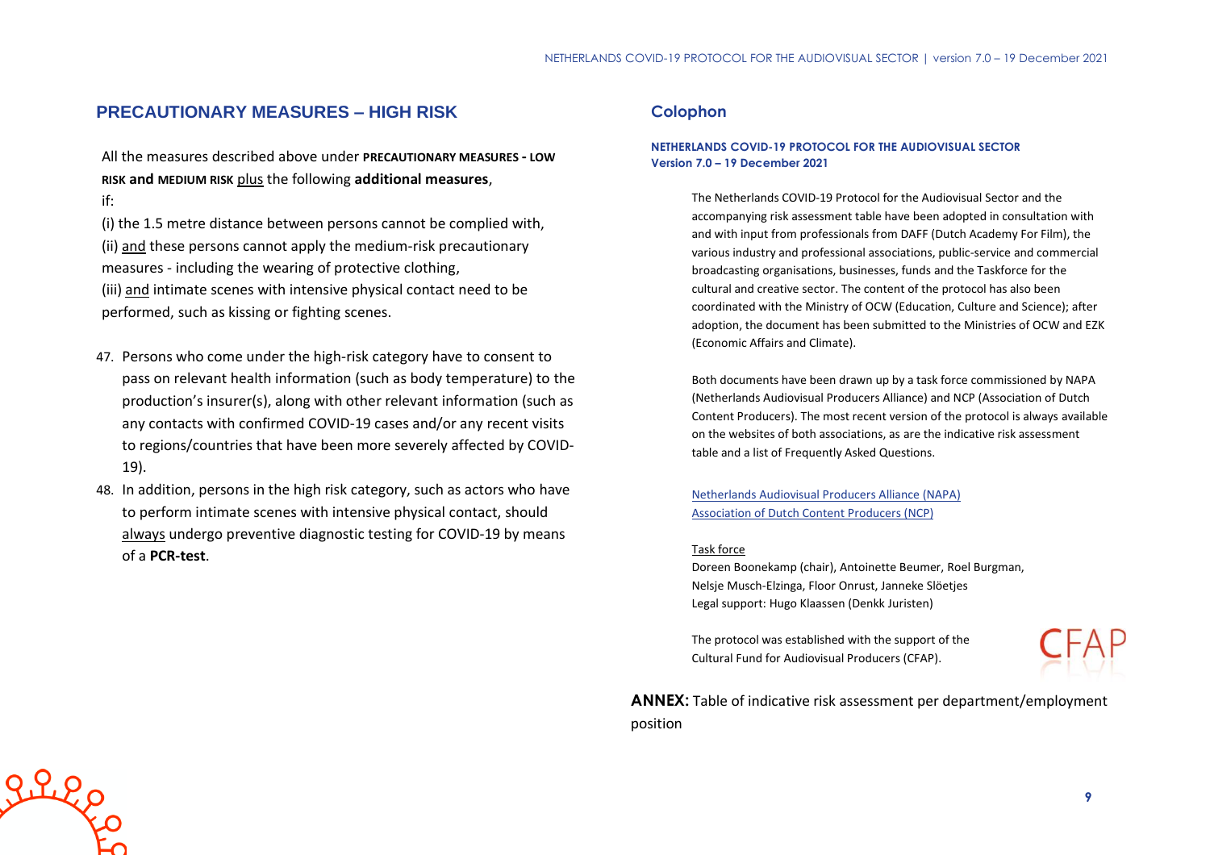## PRECAUTIONARY MEASURES – HIGH RISK

All the measures described above under **PRECAUTIONARY MEASURES - LOW RISK and MEDIUM RISK** plus the following **additional measures**, if:

(i) the 1.5 metre distance between persons cannot be complied with,
(ii) and these persons cannot apply the medium-risk precautionary measures - including the wearing of protective clothing,
(iii) and intimate scenes with intensive physical contact need to be performed, such as kissing or fighting scenes.

47. Persons who come under the high-risk category have to consent to pass on relevant health information (such as body temperature) to the production's insurer(s), along with other relevant information (such as any contacts with confirmed COVID-19 cases and/or any recent visits to regions/countries that have been more severely affected by COVID-19).
48. In addition, persons in the high risk category, such as actors who have to perform intimate scenes with intensive physical contact, should always undergo preventive diagnostic testing for COVID-19 by means of a **PCR-test**.

## Colophon

**NETHERLANDS COVID-19 PROTOCOL FOR THE AUDIOVISUAL SECTOR**
**Version 7.0 – 19 December 2021**

The Netherlands COVID-19 Protocol for the Audiovisual Sector and the accompanying risk assessment table have been adopted in consultation with and with input from professionals from DAFF (Dutch Academy For Film), the various industry and professional associations, public-service and commercial broadcasting organisations, businesses, funds and the Taskforce for the cultural and creative sector. The content of the protocol has also been coordinated with the Ministry of OCW (Education, Culture and Science); after adoption, the document has been submitted to the Ministries of OCW and EZK (Economic Affairs and Climate).

Both documents have been drawn up by a task force commissioned by NAPA (Netherlands Audiovisual Producers Alliance) and NCP (Association of Dutch Content Producers). The most recent version of the protocol is always available on the websites of both associations, as are the indicative risk assessment table and a list of Frequently Asked Questions.

Netherlands Audiovisual Producers Alliance (NAPA)
Association of Dutch Content Producers (NCP)

Task force
Doreen Boonekamp (chair), Antoinette Beumer, Roel Burgman, Nelsje Musch-Elzinga, Floor Onrust, Janneke Slöetjes
Legal support: Hugo Klaassen (Denkk Juristen)

The protocol was established with the support of the Cultural Fund for Audiovisual Producers (CFAP).

CFAP

**ANNEX:** Table of indicative risk assessment per department/employment position